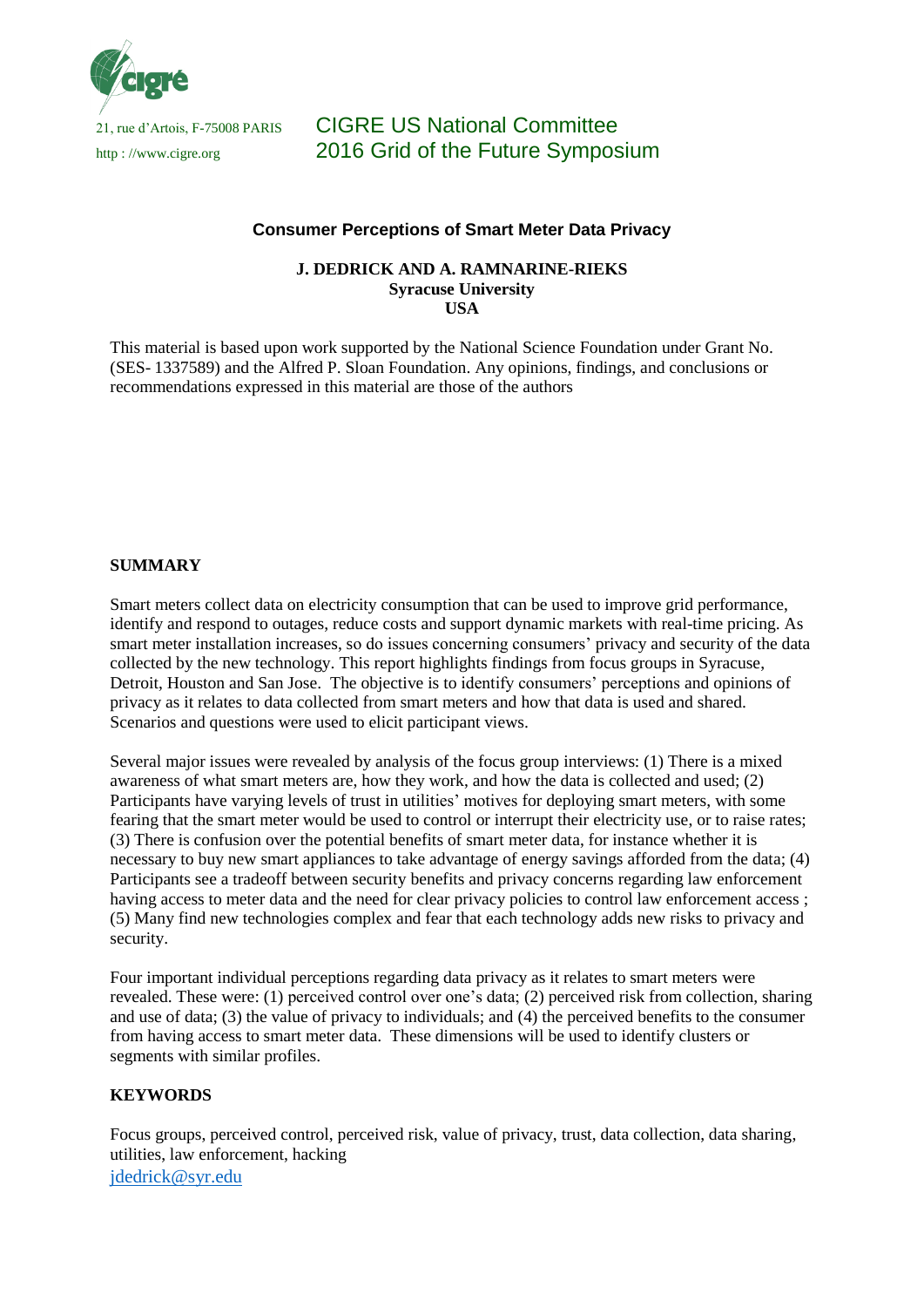21, rue d'Artois, F-75008 PARIS
http : //www.cigre.org

CIGRE US National Committee
2016 Grid of the Future Symposium

# Consumer Perceptions of Smart Meter Data Privacy

**J. DEDRICK AND A. RAMNARINE-RIEKS**
**Syracuse University**
**USA**

This material is based upon work supported by the National Science Foundation under Grant No. (SES- 1337589) and the Alfred P. Sloan Foundation. Any opinions, findings, and conclusions or recommendations expressed in this material are those of the authors

## SUMMARY

Smart meters collect data on electricity consumption that can be used to improve grid performance, identify and respond to outages, reduce costs and support dynamic markets with real-time pricing. As smart meter installation increases, so do issues concerning consumers' privacy and security of the data collected by the new technology. This report highlights findings from focus groups in Syracuse, Detroit, Houston and San Jose. The objective is to identify consumers' perceptions and opinions of privacy as it relates to data collected from smart meters and how that data is used and shared. Scenarios and questions were used to elicit participant views.

Several major issues were revealed by analysis of the focus group interviews: (1) There is a mixed awareness of what smart meters are, how they work, and how the data is collected and used; (2) Participants have varying levels of trust in utilities' motives for deploying smart meters, with some fearing that the smart meter would be used to control or interrupt their electricity use, or to raise rates; (3) There is confusion over the potential benefits of smart meter data, for instance whether it is necessary to buy new smart appliances to take advantage of energy savings afforded from the data; (4) Participants see a tradeoff between security benefits and privacy concerns regarding law enforcement having access to meter data and the need for clear privacy policies to control law enforcement access ; (5) Many find new technologies complex and fear that each technology adds new risks to privacy and security.

Four important individual perceptions regarding data privacy as it relates to smart meters were revealed. These were: (1) perceived control over one's data; (2) perceived risk from collection, sharing and use of data; (3) the value of privacy to individuals; and (4) the perceived benefits to the consumer from having access to smart meter data. These dimensions will be used to identify clusters or segments with similar profiles.

## KEYWORDS

Focus groups, perceived control, perceived risk, value of privacy, trust, data collection, data sharing, utilities, law enforcement, hacking

jdedrick@syr.edu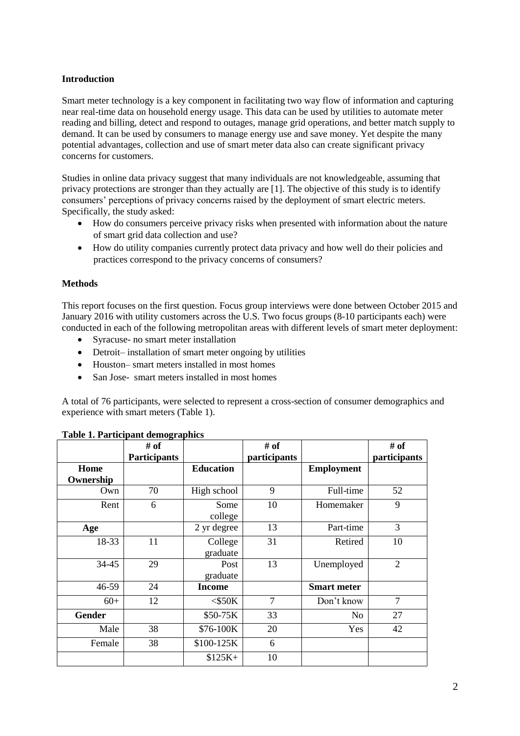**Introduction**

Smart meter technology is a key component in facilitating two way flow of information and capturing near real-time data on household energy usage. This data can be used by utilities to automate meter reading and billing, detect and respond to outages, manage grid operations, and better match supply to demand. It can be used by consumers to manage energy use and save money. Yet despite the many potential advantages, collection and use of smart meter data also can create significant privacy concerns for customers.

Studies in online data privacy suggest that many individuals are not knowledgeable, assuming that privacy protections are stronger than they actually are [1]. The objective of this study is to identify consumers' perceptions of privacy concerns raised by the deployment of smart electric meters. Specifically, the study asked:

- How do consumers perceive privacy risks when presented with information about the nature of smart grid data collection and use?
- How do utility companies currently protect data privacy and how well do their policies and practices correspond to the privacy concerns of consumers?

**Methods**

This report focuses on the first question. Focus group interviews were done between October 2015 and January 2016 with utility customers across the U.S. Two focus groups (8-10 participants each) were conducted in each of the following metropolitan areas with different levels of smart meter deployment:

- Syracuse- no smart meter installation
- Detroit– installation of smart meter ongoing by utilities
- Houston– smart meters installed in most homes
- San Jose- smart meters installed in most homes

A total of 76 participants, were selected to represent a cross-section of consumer demographics and experience with smart meters (Table 1).

**Table 1. Participant demographics**

| | # of Participants | | # of participants | | # of participants |
|---|---|---|---|---|---|
| **Home Ownership** | | **Education** | | **Employment** | |
| Own | 70 | High school | 9 | Full-time | 52 |
| Rent | 6 | Some college | 10 | Homemaker | 9 |
| **Age** | | 2 yr degree | 13 | Part-time | 3 |
| 18-33 | 11 | College graduate | 31 | Retired | 10 |
| 34-45 | 29 | Post graduate | 13 | Unemployed | 2 |
| 46-59 | 24 | **Income** | | **Smart meter** | |
| 60+ | 12 | <$50K | 7 | Don't know | 7 |
| **Gender** | | $50-75K | 33 | No | 27 |
| Male | 38 | $76-100K | 20 | Yes | 42 |
| Female | 38 | $100-125K | 6 | | |
| | | $125K+ | 10 | | |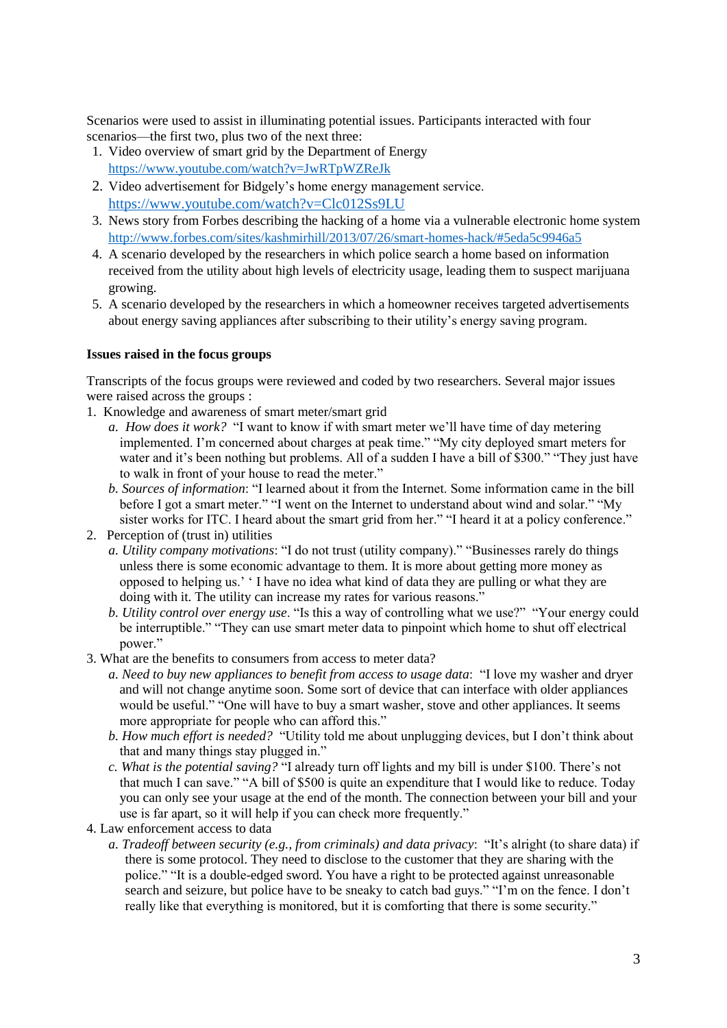Scenarios were used to assist in illuminating potential issues. Participants interacted with four scenarios—the first two, plus two of the next three:

1. Video overview of smart grid by the Department of Energy https://www.youtube.com/watch?v=JwRTpWZReJk
2. Video advertisement for Bidgely's home energy management service. https://www.youtube.com/watch?v=Clc012Ss9LU
3. News story from Forbes describing the hacking of a home via a vulnerable electronic home system http://www.forbes.com/sites/kashmirhill/2013/07/26/smart-homes-hack/#5eda5c9946a5
4. A scenario developed by the researchers in which police search a home based on information received from the utility about high levels of electricity usage, leading them to suspect marijuana growing.
5. A scenario developed by the researchers in which a homeowner receives targeted advertisements about energy saving appliances after subscribing to their utility's energy saving program.

**Issues raised in the focus groups**

Transcripts of the focus groups were reviewed and coded by two researchers. Several major issues were raised across the groups :

1. Knowledge and awareness of smart meter/smart grid
   a. *How does it work?* "I want to know if with smart meter we'll have time of day metering implemented. I'm concerned about charges at peak time." "My city deployed smart meters for water and it's been nothing but problems. All of a sudden I have a bill of $300." "They just have to walk in front of your house to read the meter."
   b. *Sources of information*: "I learned about it from the Internet. Some information came in the bill before I got a smart meter." "I went on the Internet to understand about wind and solar." "My sister works for ITC. I heard about the smart grid from her." "I heard it at a policy conference."
2. Perception of (trust in) utilities
   a. *Utility company motivations*: "I do not trust (utility company)." "Businesses rarely do things unless there is some economic advantage to them. It is more about getting more money as opposed to helping us.' ' I have no idea what kind of data they are pulling or what they are doing with it. The utility can increase my rates for various reasons."
   b. *Utility control over energy use*. "Is this a way of controlling what we use?" "Your energy could be interruptible." "They can use smart meter data to pinpoint which home to shut off electrical power."
3. What are the benefits to consumers from access to meter data?
   a. *Need to buy new appliances to benefit from access to usage data*: "I love my washer and dryer and will not change anytime soon. Some sort of device that can interface with older appliances would be useful." "One will have to buy a smart washer, stove and other appliances. It seems more appropriate for people who can afford this."
   b. *How much effort is needed?* "Utility told me about unplugging devices, but I don't think about that and many things stay plugged in."
   c. *What is the potential saving?* "I already turn off lights and my bill is under $100. There's not that much I can save." "A bill of $500 is quite an expenditure that I would like to reduce. Today you can only see your usage at the end of the month. The connection between your bill and your use is far apart, so it will help if you can check more frequently."
4. Law enforcement access to data
   a. *Tradeoff between security (e.g., from criminals) and data privacy*: "It's alright (to share data) if there is some protocol. They need to disclose to the customer that they are sharing with the police." "It is a double-edged sword. You have a right to be protected against unreasonable search and seizure, but police have to be sneaky to catch bad guys." "I'm on the fence. I don't really like that everything is monitored, but it is comforting that there is some security."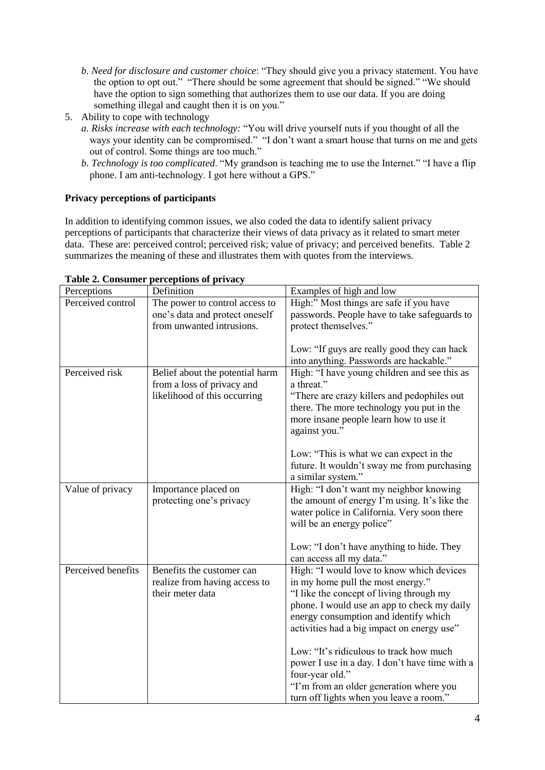*b. Need for disclosure and customer choice*: "They should give you a privacy statement. You have the option to opt out." "There should be some agreement that should be signed." "We should have the option to sign something that authorizes them to use our data. If you are doing something illegal and caught then it is on you."

5. Ability to cope with technology
   *a. Risks increase with each technology:* "You will drive yourself nuts if you thought of all the ways your identity can be compromised." "I don't want a smart house that turns on me and gets out of control. Some things are too much."
   *b. Technology is too complicated*. "My grandson is teaching me to use the Internet." "I have a flip phone. I am anti-technology. I got here without a GPS."

**Privacy perceptions of participants**

In addition to identifying common issues, we also coded the data to identify salient privacy perceptions of participants that characterize their views of data privacy as it related to smart meter data. These are: perceived control; perceived risk; value of privacy; and perceived benefits. Table 2 summarizes the meaning of these and illustrates them with quotes from the interviews.

**Table 2. Consumer perceptions of privacy**

| Perceptions | Definition | Examples of high and low |
|---|---|---|
| Perceived control | The power to control access to one's data and protect oneself from unwanted intrusions. | High:" Most things are safe if you have passwords. People have to take safeguards to protect themselves." <br><br> Low: "If guys are really good they can hack into anything. Passwords are hackable." |
| Perceived risk | Belief about the potential harm from a loss of privacy and likelihood of this occurring | High: "I have young children and see this as a threat." <br> "There are crazy killers and pedophiles out there. The more technology you put in the more insane people learn how to use it against you." <br><br> Low: "This is what we can expect in the future. It wouldn't sway me from purchasing a similar system." |
| Value of privacy | Importance placed on protecting one's privacy | High: "I don't want my neighbor knowing the amount of energy I'm using. It's like the water police in California. Very soon there will be an energy police" <br><br> Low: "I don't have anything to hide. They can access all my data." |
| Perceived benefits | Benefits the customer can realize from having access to their meter data | High: "I would love to know which devices in my home pull the most energy." <br> "I like the concept of living through my phone. I would use an app to check my daily energy consumption and identify which activities had a big impact on energy use" <br><br> Low: "It's ridiculous to track how much power I use in a day. I don't have time with a four-year old." <br> "I'm from an older generation where you turn off lights when you leave a room." |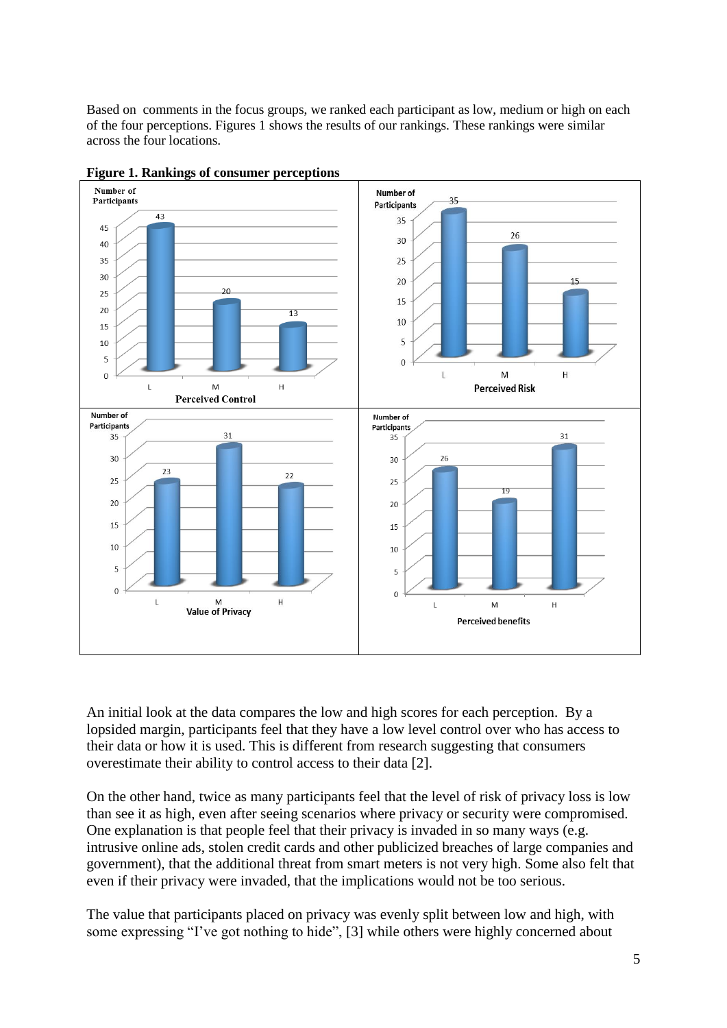Based on comments in the focus groups, we ranked each participant as low, medium or high on each of the four perceptions. Figures 1 shows the results of our rankings. These rankings were similar across the four locations.

**Figure 1. Rankings of consumer perceptions**

An initial look at the data compares the low and high scores for each perception. By a lopsided margin, participants feel that they have a low level control over who has access to their data or how it is used. This is different from research suggesting that consumers overestimate their ability to control access to their data [2].

On the other hand, twice as many participants feel that the level of risk of privacy loss is low than see it as high, even after seeing scenarios where privacy or security were compromised. One explanation is that people feel that their privacy is invaded in so many ways (e.g. intrusive online ads, stolen credit cards and other publicized breaches of large companies and government), that the additional threat from smart meters is not very high. Some also felt that even if their privacy were invaded, that the implications would not be too serious.

The value that participants placed on privacy was evenly split between low and high, with some expressing "I've got nothing to hide", [3] while others were highly concerned about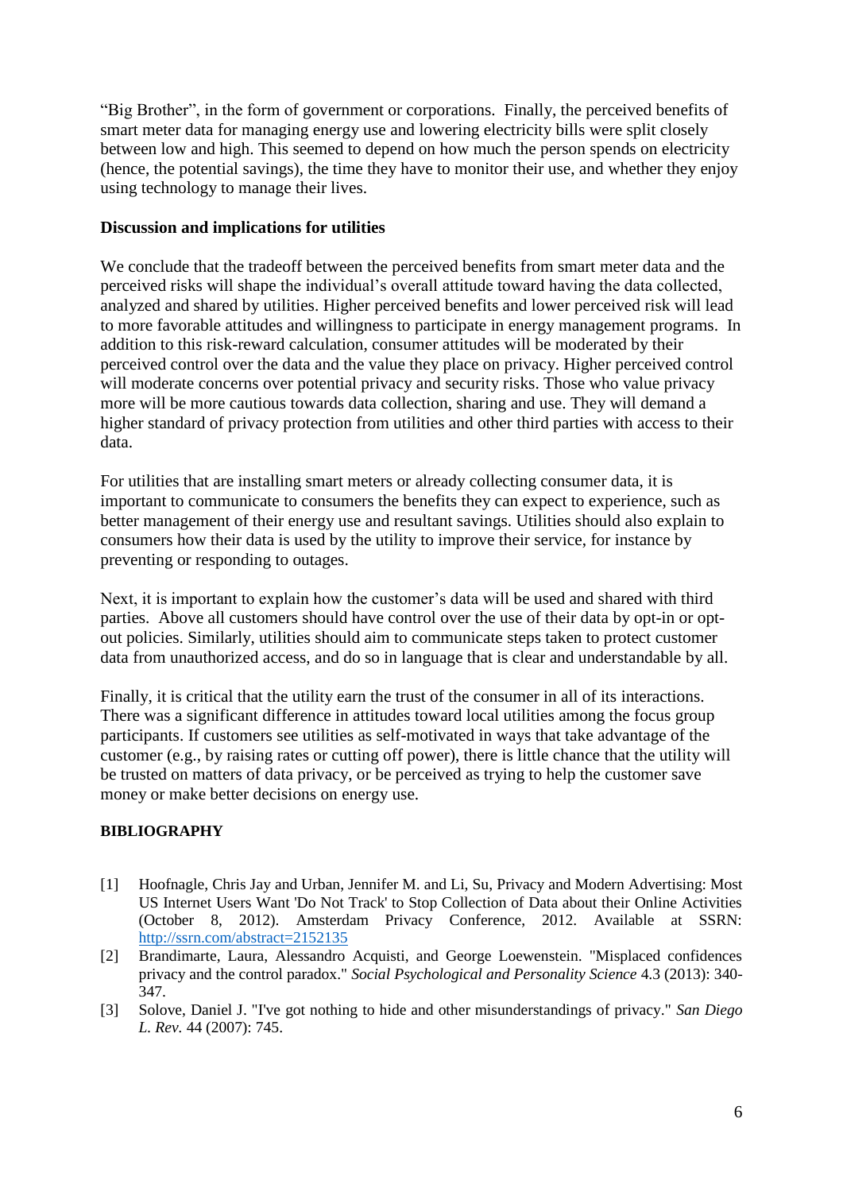"Big Brother", in the form of government or corporations. Finally, the perceived benefits of smart meter data for managing energy use and lowering electricity bills were split closely between low and high. This seemed to depend on how much the person spends on electricity (hence, the potential savings), the time they have to monitor their use, and whether they enjoy using technology to manage their lives.

**Discussion and implications for utilities**

We conclude that the tradeoff between the perceived benefits from smart meter data and the perceived risks will shape the individual's overall attitude toward having the data collected, analyzed and shared by utilities. Higher perceived benefits and lower perceived risk will lead to more favorable attitudes and willingness to participate in energy management programs. In addition to this risk-reward calculation, consumer attitudes will be moderated by their perceived control over the data and the value they place on privacy. Higher perceived control will moderate concerns over potential privacy and security risks. Those who value privacy more will be more cautious towards data collection, sharing and use. They will demand a higher standard of privacy protection from utilities and other third parties with access to their data.

For utilities that are installing smart meters or already collecting consumer data, it is important to communicate to consumers the benefits they can expect to experience, such as better management of their energy use and resultant savings. Utilities should also explain to consumers how their data is used by the utility to improve their service, for instance by preventing or responding to outages.

Next, it is important to explain how the customer's data will be used and shared with third parties. Above all customers should have control over the use of their data by opt-in or opt-out policies. Similarly, utilities should aim to communicate steps taken to protect customer data from unauthorized access, and do so in language that is clear and understandable by all.

Finally, it is critical that the utility earn the trust of the consumer in all of its interactions. There was a significant difference in attitudes toward local utilities among the focus group participants. If customers see utilities as self-motivated in ways that take advantage of the customer (e.g., by raising rates or cutting off power), there is little chance that the utility will be trusted on matters of data privacy, or be perceived as trying to help the customer save money or make better decisions on energy use.

**BIBLIOGRAPHY**

[1] Hoofnagle, Chris Jay and Urban, Jennifer M. and Li, Su, Privacy and Modern Advertising: Most US Internet Users Want 'Do Not Track' to Stop Collection of Data about their Online Activities (October 8, 2012). Amsterdam Privacy Conference, 2012. Available at SSRN: http://ssrn.com/abstract=2152135

[2] Brandimarte, Laura, Alessandro Acquisti, and George Loewenstein. "Misplaced confidences privacy and the control paradox." *Social Psychological and Personality Science* 4.3 (2013): 340-347.

[3] Solove, Daniel J. "I've got nothing to hide and other misunderstandings of privacy." *San Diego L. Rev.* 44 (2007): 745.